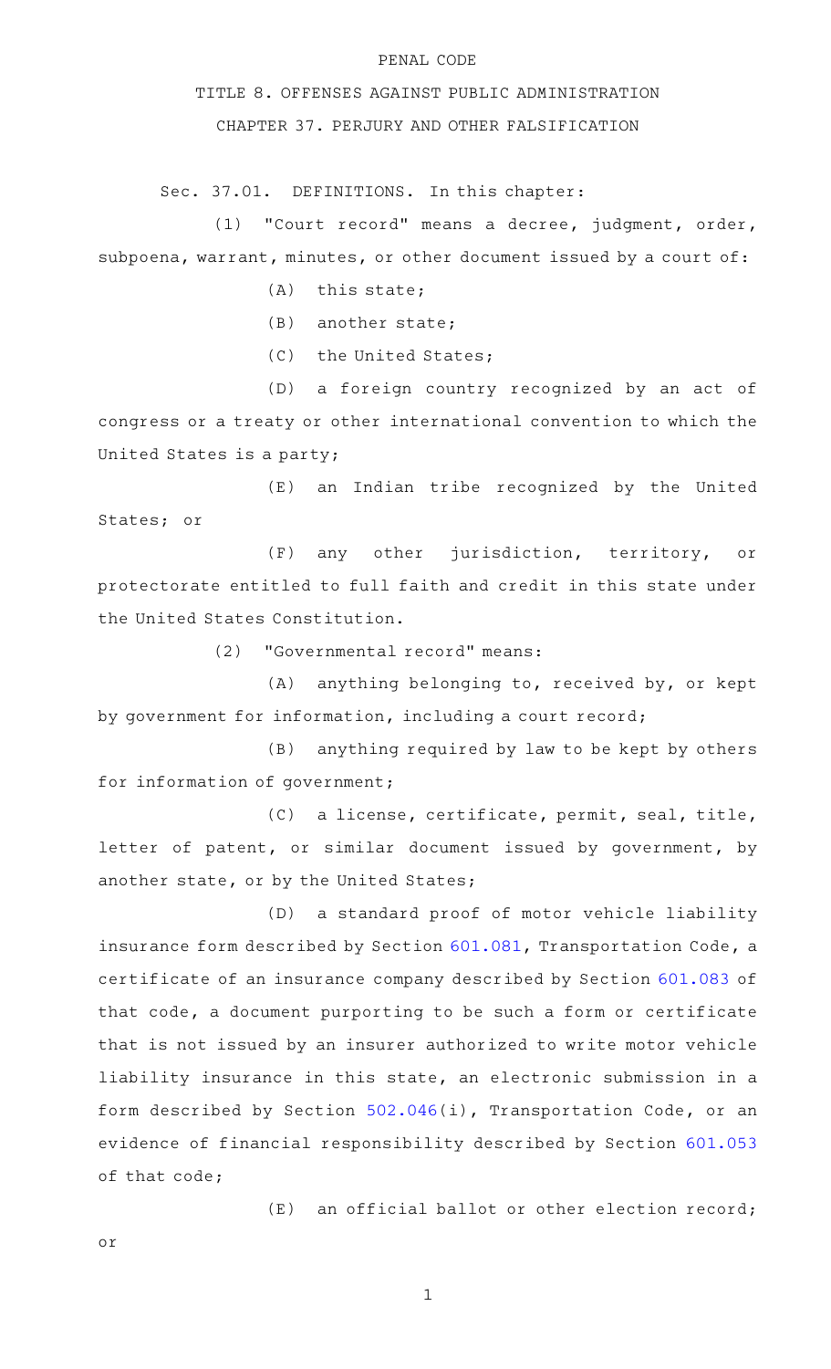PENAL CODE

TITLE 8. OFFENSES AGAINST PUBLIC ADMINISTRATION

CHAPTER 37. PERJURY AND OTHER FALSIFICATION

Sec. 37.01. DEFINITIONS. In this chapter:

(1) "Court record" means a decree, judgment, order, subpoena, warrant, minutes, or other document issued by a court of:

(A) this state;

(B) another state;

(C) the United States;

(D) a foreign country recognized by an act of congress or a treaty or other international convention to which the United States is a party;

(E) an Indian tribe recognized by the United States; or

(F) any other jurisdiction, territory, or protectorate entitled to full faith and credit in this state under the United States Constitution.

(2) "Governmental record" means:

(A) anything belonging to, received by, or kept by government for information, including a court record;

(B) anything required by law to be kept by others for information of government;

(C) a license, certificate, permit, seal, title, letter of patent, or similar document issued by government, by another state, or by the United States;

(D) a standard proof of motor vehicle liability insurance form described by Section 601.081, Transportation Code, a certificate of an insurance company described by Section 601.083 of that code, a document purporting to be such a form or certificate that is not issued by an insurer authorized to write motor vehicle liability insurance in this state, an electronic submission in a form described by Section 502.046(i), Transportation Code, or an evidence of financial responsibility described by Section 601.053 of that code;

(E) an official ballot or other election record; or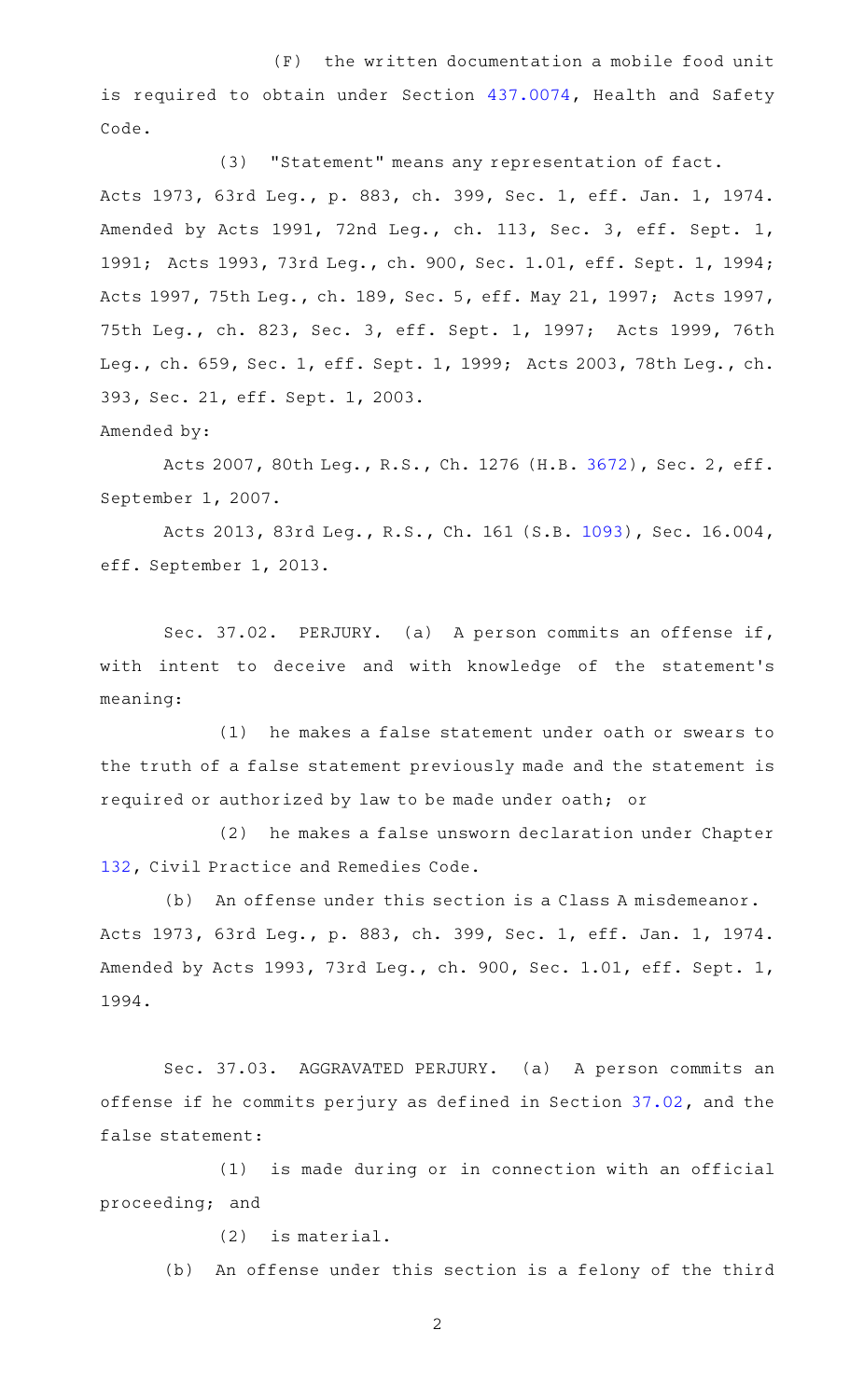(F) the written documentation a mobile food unit is required to obtain under Section 437.0074, Health and Safety Code.

(3) "Statement" means any representation of fact.

Acts 1973, 63rd Leg., p. 883, ch. 399, Sec. 1, eff. Jan. 1, 1974. Amended by Acts 1991, 72nd Leg., ch. 113, Sec. 3, eff. Sept. 1, 1991; Acts 1993, 73rd Leg., ch. 900, Sec. 1.01, eff. Sept. 1, 1994; Acts 1997, 75th Leg., ch. 189, Sec. 5, eff. May 21, 1997; Acts 1997, 75th Leg., ch. 823, Sec. 3, eff. Sept. 1, 1997; Acts 1999, 76th Leg., ch. 659, Sec. 1, eff. Sept. 1, 1999; Acts 2003, 78th Leg., ch. 393, Sec. 21, eff. Sept. 1, 2003.

Amended by:

Acts 2007, 80th Leg., R.S., Ch. 1276 (H.B. 3672), Sec. 2, eff. September 1, 2007.

Acts 2013, 83rd Leg., R.S., Ch. 161 (S.B. 1093), Sec. 16.004, eff. September 1, 2013.

Sec. 37.02. PERJURY. (a) A person commits an offense if, with intent to deceive and with knowledge of the statement's meaning:

(1) he makes a false statement under oath or swears to the truth of a false statement previously made and the statement is required or authorized by law to be made under oath; or

(2) he makes a false unsworn declaration under Chapter 132, Civil Practice and Remedies Code.

(b) An offense under this section is a Class A misdemeanor.

Acts 1973, 63rd Leg., p. 883, ch. 399, Sec. 1, eff. Jan. 1, 1974. Amended by Acts 1993, 73rd Leg., ch. 900, Sec. 1.01, eff. Sept. 1, 1994.

Sec. 37.03. AGGRAVATED PERJURY. (a) A person commits an offense if he commits perjury as defined in Section 37.02, and the false statement:

(1) is made during or in connection with an official proceeding; and

(2) is material.

(b) An offense under this section is a felony of the third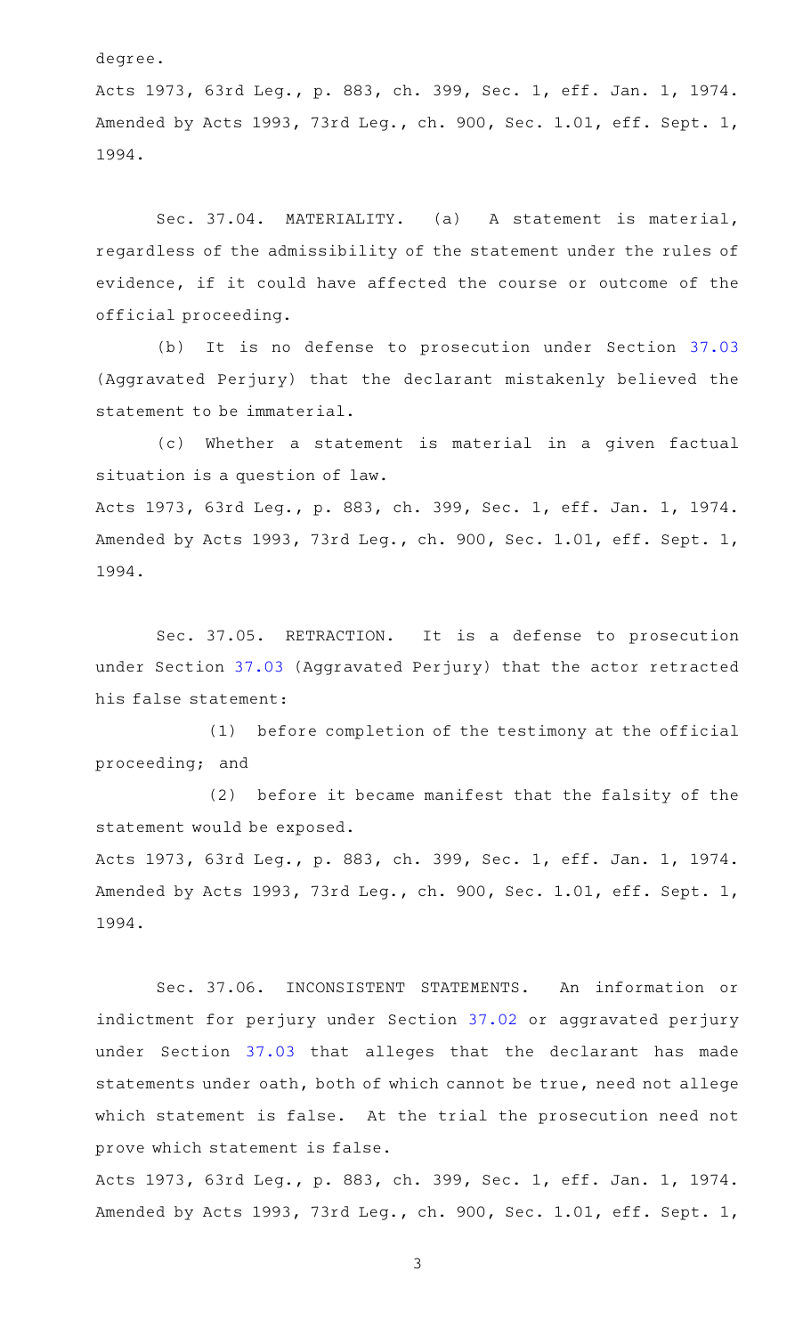degree.

Acts 1973, 63rd Leg., p. 883, ch. 399, Sec. 1, eff. Jan. 1, 1974. Amended by Acts 1993, 73rd Leg., ch. 900, Sec. 1.01, eff. Sept. 1, 1994.

Sec. 37.04. MATERIALITY. (a) A statement is material, regardless of the admissibility of the statement under the rules of evidence, if it could have affected the course or outcome of the official proceeding.

(b) It is no defense to prosecution under Section 37.03 (Aggravated Perjury) that the declarant mistakenly believed the statement to be immaterial.

(c) Whether a statement is material in a given factual situation is a question of law.

Acts 1973, 63rd Leg., p. 883, ch. 399, Sec. 1, eff. Jan. 1, 1974. Amended by Acts 1993, 73rd Leg., ch. 900, Sec. 1.01, eff. Sept. 1, 1994.

Sec. 37.05. RETRACTION. It is a defense to prosecution under Section 37.03 (Aggravated Perjury) that the actor retracted his false statement:

(1) before completion of the testimony at the official proceeding; and

(2) before it became manifest that the falsity of the statement would be exposed.

Acts 1973, 63rd Leg., p. 883, ch. 399, Sec. 1, eff. Jan. 1, 1974. Amended by Acts 1993, 73rd Leg., ch. 900, Sec. 1.01, eff. Sept. 1, 1994.

Sec. 37.06. INCONSISTENT STATEMENTS. An information or indictment for perjury under Section 37.02 or aggravated perjury under Section 37.03 that alleges that the declarant has made statements under oath, both of which cannot be true, need not allege which statement is false. At the trial the prosecution need not prove which statement is false.

Acts 1973, 63rd Leg., p. 883, ch. 399, Sec. 1, eff. Jan. 1, 1974. Amended by Acts 1993, 73rd Leg., ch. 900, Sec. 1.01, eff. Sept. 1,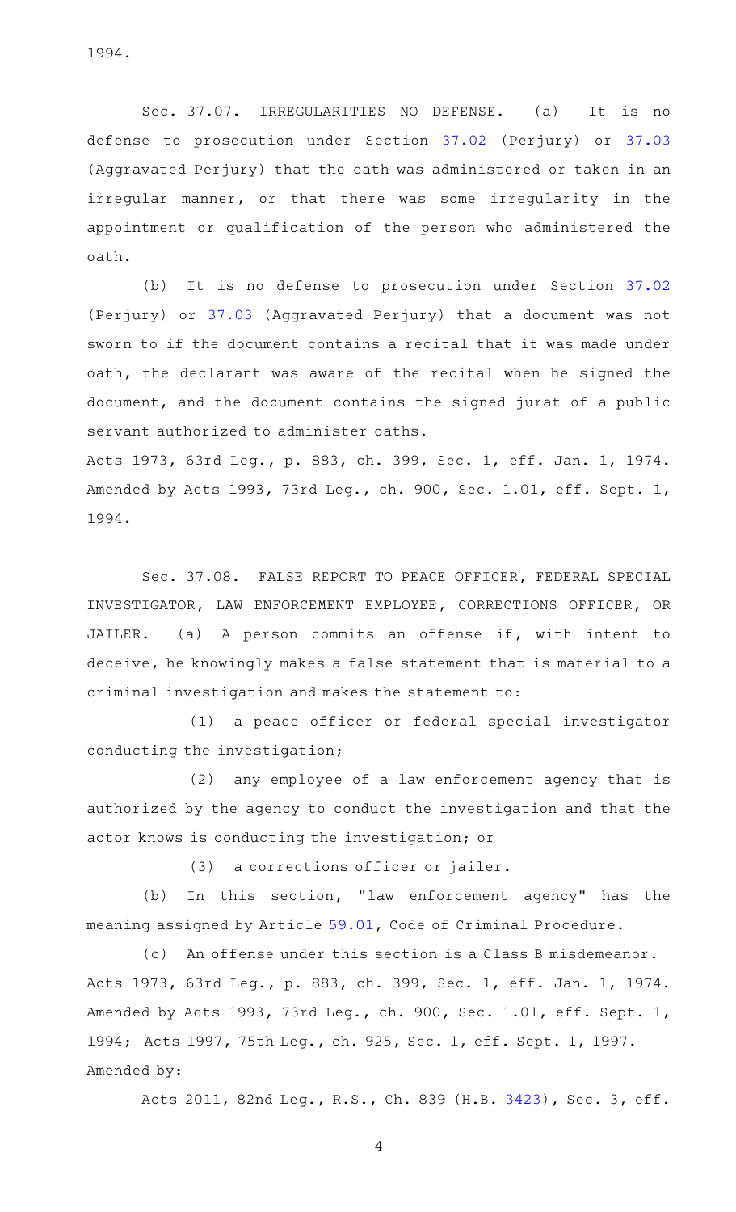1994.

Sec. 37.07. IRREGULARITIES NO DEFENSE. (a) It is no defense to prosecution under Section 37.02 (Perjury) or 37.03 (Aggravated Perjury) that the oath was administered or taken in an irregular manner, or that there was some irregularity in the appointment or qualification of the person who administered the oath.

(b) It is no defense to prosecution under Section 37.02 (Perjury) or 37.03 (Aggravated Perjury) that a document was not sworn to if the document contains a recital that it was made under oath, the declarant was aware of the recital when he signed the document, and the document contains the signed jurat of a public servant authorized to administer oaths.

Acts 1973, 63rd Leg., p. 883, ch. 399, Sec. 1, eff. Jan. 1, 1974. Amended by Acts 1993, 73rd Leg., ch. 900, Sec. 1.01, eff. Sept. 1, 1994.

Sec. 37.08. FALSE REPORT TO PEACE OFFICER, FEDERAL SPECIAL INVESTIGATOR, LAW ENFORCEMENT EMPLOYEE, CORRECTIONS OFFICER, OR JAILER. (a) A person commits an offense if, with intent to deceive, he knowingly makes a false statement that is material to a criminal investigation and makes the statement to:

(1) a peace officer or federal special investigator conducting the investigation;

(2) any employee of a law enforcement agency that is authorized by the agency to conduct the investigation and that the actor knows is conducting the investigation; or

(3) a corrections officer or jailer.

(b) In this section, "law enforcement agency" has the meaning assigned by Article 59.01, Code of Criminal Procedure.

(c) An offense under this section is a Class B misdemeanor.

Acts 1973, 63rd Leg., p. 883, ch. 399, Sec. 1, eff. Jan. 1, 1974. Amended by Acts 1993, 73rd Leg., ch. 900, Sec. 1.01, eff. Sept. 1, 1994; Acts 1997, 75th Leg., ch. 925, Sec. 1, eff. Sept. 1, 1997.

Amended by:

Acts 2011, 82nd Leg., R.S., Ch. 839 (H.B. 3423), Sec. 3, eff.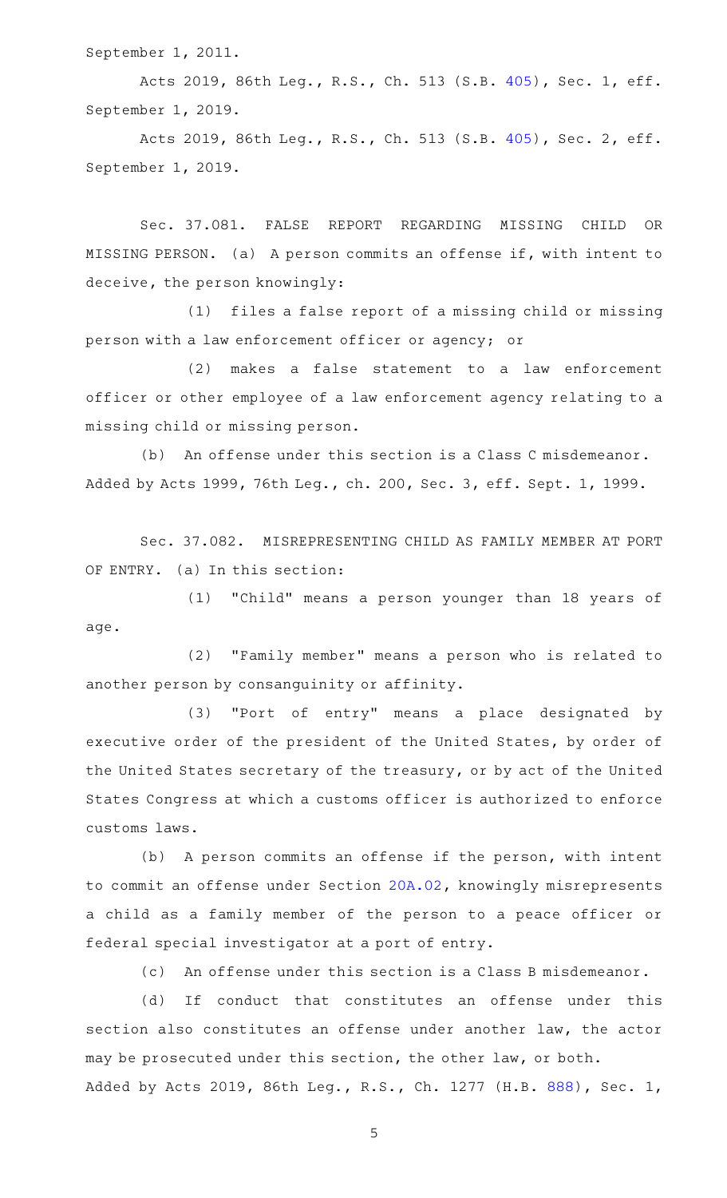September 1, 2011.

Acts 2019, 86th Leg., R.S., Ch. 513 (S.B. 405), Sec. 1, eff. September 1, 2019.

Acts 2019, 86th Leg., R.S., Ch. 513 (S.B. 405), Sec. 2, eff. September 1, 2019.

Sec. 37.081. FALSE REPORT REGARDING MISSING CHILD OR MISSING PERSON. (a) A person commits an offense if, with intent to deceive, the person knowingly:

(1) files a false report of a missing child or missing person with a law enforcement officer or agency; or

(2) makes a false statement to a law enforcement officer or other employee of a law enforcement agency relating to a missing child or missing person.

(b) An offense under this section is a Class C misdemeanor.

Added by Acts 1999, 76th Leg., ch. 200, Sec. 3, eff. Sept. 1, 1999.

Sec. 37.082. MISREPRESENTING CHILD AS FAMILY MEMBER AT PORT OF ENTRY. (a) In this section:

(1) "Child" means a person younger than 18 years of age.

(2) "Family member" means a person who is related to another person by consanguinity or affinity.

(3) "Port of entry" means a place designated by executive order of the president of the United States, by order of the United States secretary of the treasury, or by act of the United States Congress at which a customs officer is authorized to enforce customs laws.

(b) A person commits an offense if the person, with intent to commit an offense under Section 20A.02, knowingly misrepresents a child as a family member of the person to a peace officer or federal special investigator at a port of entry.

(c) An offense under this section is a Class B misdemeanor.

(d) If conduct that constitutes an offense under this section also constitutes an offense under another law, the actor may be prosecuted under this section, the other law, or both.

Added by Acts 2019, 86th Leg., R.S., Ch. 1277 (H.B. 888), Sec. 1,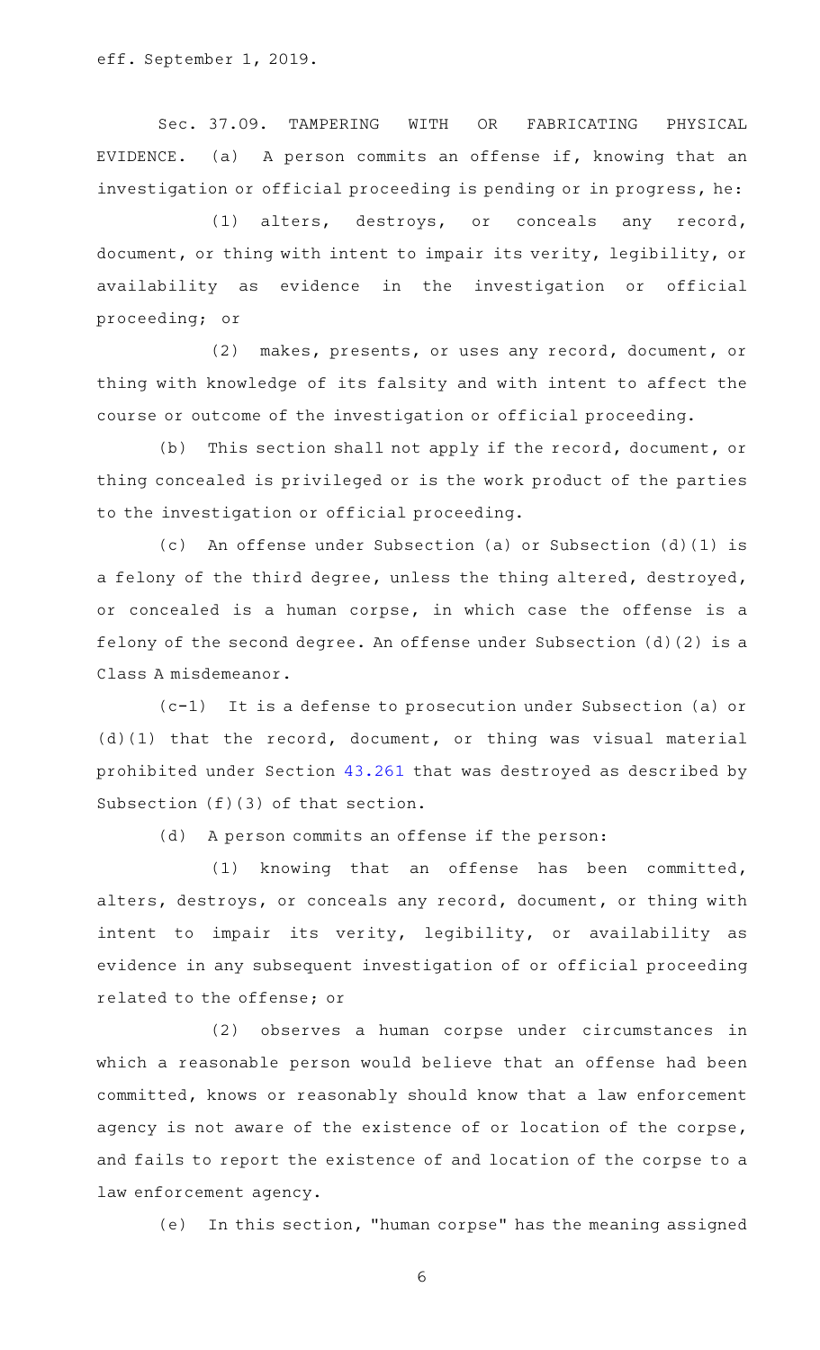eff. September 1, 2019.

Sec. 37.09. TAMPERING WITH OR FABRICATING PHYSICAL EVIDENCE. (a) A person commits an offense if, knowing that an investigation or official proceeding is pending or in progress, he:

(1) alters, destroys, or conceals any record, document, or thing with intent to impair its verity, legibility, or availability as evidence in the investigation or official proceeding; or

(2) makes, presents, or uses any record, document, or thing with knowledge of its falsity and with intent to affect the course or outcome of the investigation or official proceeding.

(b) This section shall not apply if the record, document, or thing concealed is privileged or is the work product of the parties to the investigation or official proceeding.

(c) An offense under Subsection (a) or Subsection (d)(1) is a felony of the third degree, unless the thing altered, destroyed, or concealed is a human corpse, in which case the offense is a felony of the second degree. An offense under Subsection (d)(2) is a Class A misdemeanor.

(c-1) It is a defense to prosecution under Subsection (a) or (d)(1) that the record, document, or thing was visual material prohibited under Section 43.261 that was destroyed as described by Subsection (f)(3) of that section.

(d) A person commits an offense if the person:

(1) knowing that an offense has been committed, alters, destroys, or conceals any record, document, or thing with intent to impair its verity, legibility, or availability as evidence in any subsequent investigation of or official proceeding related to the offense; or

(2) observes a human corpse under circumstances in which a reasonable person would believe that an offense had been committed, knows or reasonably should know that a law enforcement agency is not aware of the existence of or location of the corpse, and fails to report the existence of and location of the corpse to a law enforcement agency.

(e) In this section, "human corpse" has the meaning assigned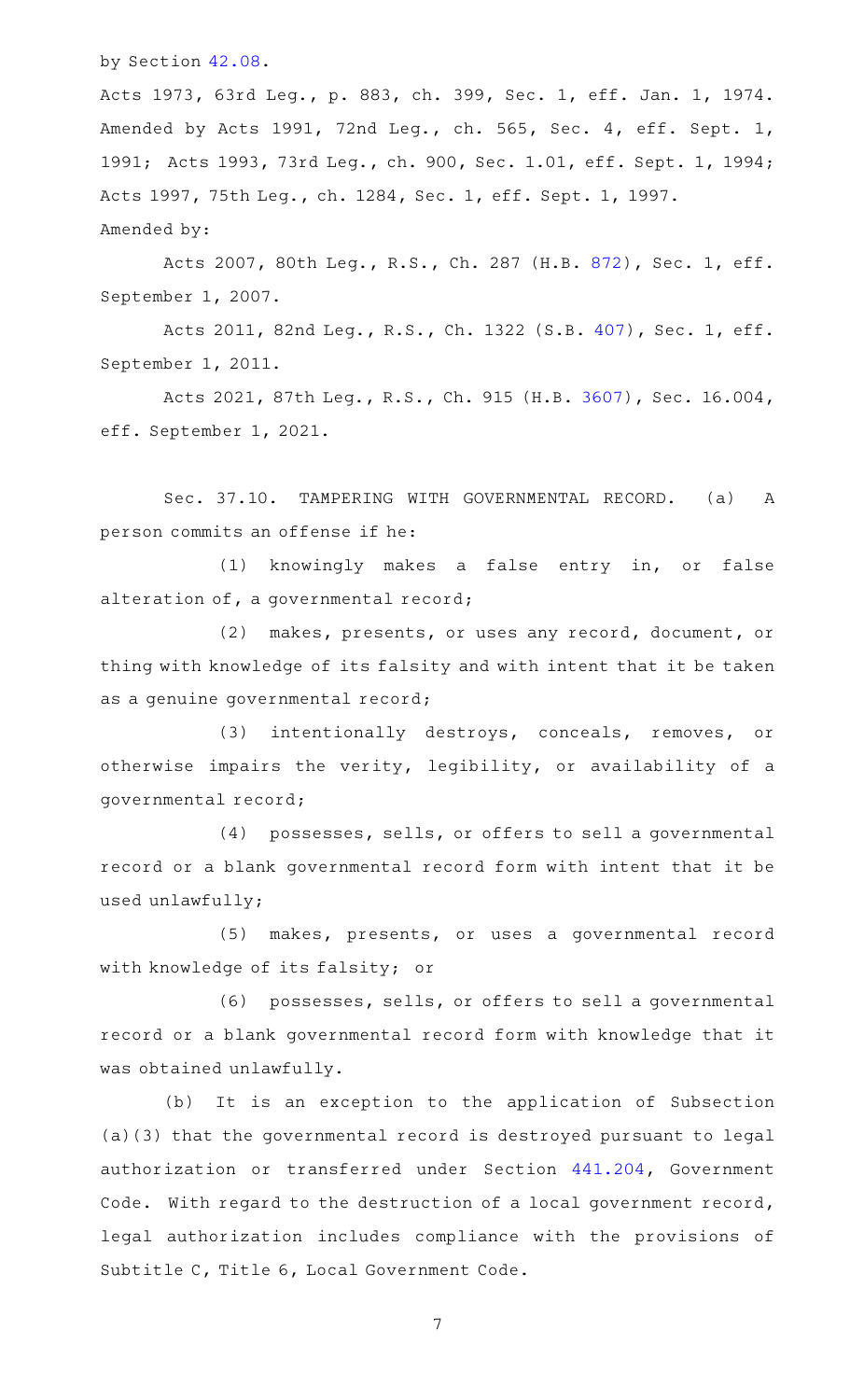by Section 42.08.

Acts 1973, 63rd Leg., p. 883, ch. 399, Sec. 1, eff. Jan. 1, 1974. Amended by Acts 1991, 72nd Leg., ch. 565, Sec. 4, eff. Sept. 1, 1991; Acts 1993, 73rd Leg., ch. 900, Sec. 1.01, eff. Sept. 1, 1994; Acts 1997, 75th Leg., ch. 1284, Sec. 1, eff. Sept. 1, 1997.

Amended by:

Acts 2007, 80th Leg., R.S., Ch. 287 (H.B. 872), Sec. 1, eff. September 1, 2007.

Acts 2011, 82nd Leg., R.S., Ch. 1322 (S.B. 407), Sec. 1, eff. September 1, 2011.

Acts 2021, 87th Leg., R.S., Ch. 915 (H.B. 3607), Sec. 16.004, eff. September 1, 2021.

Sec. 37.10. TAMPERING WITH GOVERNMENTAL RECORD. (a) A person commits an offense if he:

(1) knowingly makes a false entry in, or false alteration of, a governmental record;

(2) makes, presents, or uses any record, document, or thing with knowledge of its falsity and with intent that it be taken as a genuine governmental record;

(3) intentionally destroys, conceals, removes, or otherwise impairs the verity, legibility, or availability of a governmental record;

(4) possesses, sells, or offers to sell a governmental record or a blank governmental record form with intent that it be used unlawfully;

(5) makes, presents, or uses a governmental record with knowledge of its falsity; or

(6) possesses, sells, or offers to sell a governmental record or a blank governmental record form with knowledge that it was obtained unlawfully.

(b) It is an exception to the application of Subsection (a)(3) that the governmental record is destroyed pursuant to legal authorization or transferred under Section 441.204, Government Code. With regard to the destruction of a local government record, legal authorization includes compliance with the provisions of Subtitle C, Title 6, Local Government Code.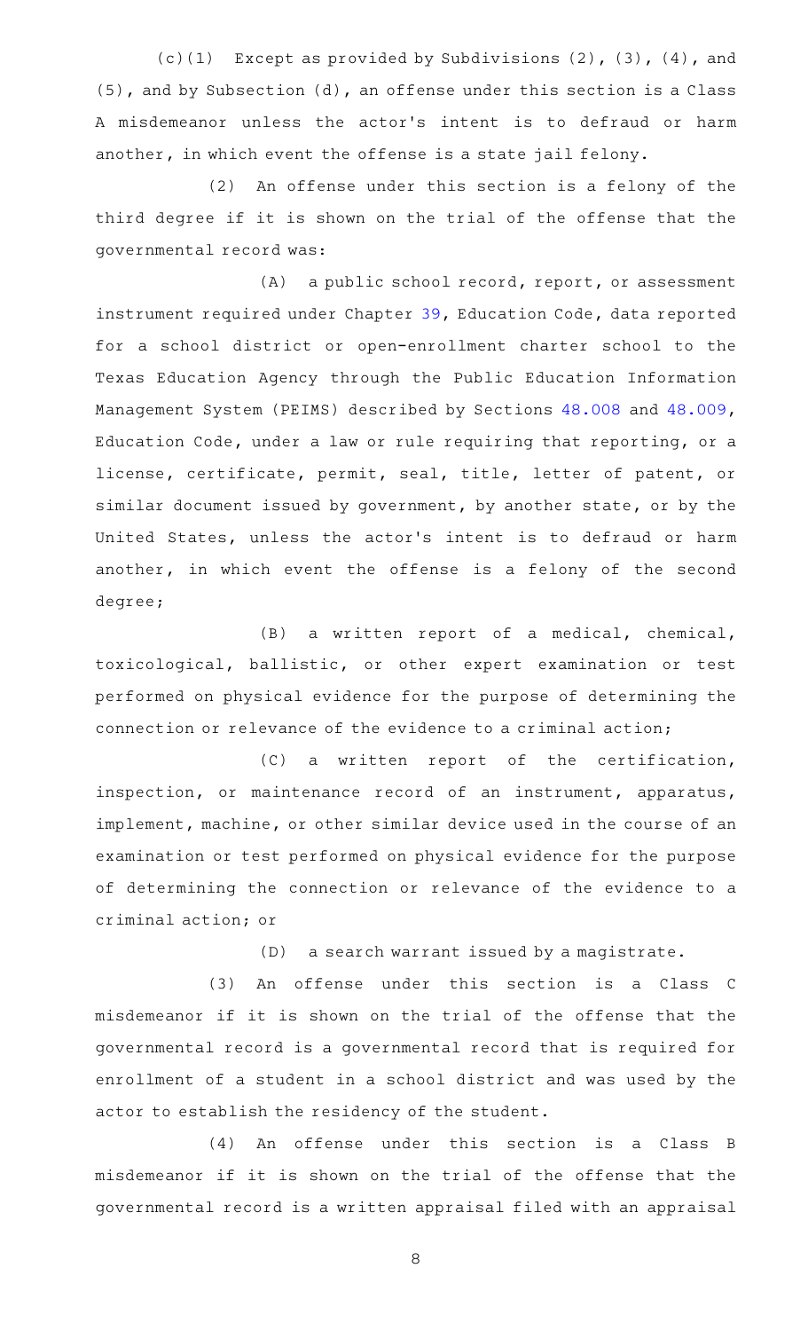(c)(1) Except as provided by Subdivisions (2), (3), (4), and (5), and by Subsection (d), an offense under this section is a Class A misdemeanor unless the actor's intent is to defraud or harm another, in which event the offense is a state jail felony.

(2) An offense under this section is a felony of the third degree if it is shown on the trial of the offense that the governmental record was:

(A) a public school record, report, or assessment instrument required under Chapter 39, Education Code, data reported for a school district or open-enrollment charter school to the Texas Education Agency through the Public Education Information Management System (PEIMS) described by Sections 48.008 and 48.009, Education Code, under a law or rule requiring that reporting, or a license, certificate, permit, seal, title, letter of patent, or similar document issued by government, by another state, or by the United States, unless the actor's intent is to defraud or harm another, in which event the offense is a felony of the second degree;

(B) a written report of a medical, chemical, toxicological, ballistic, or other expert examination or test performed on physical evidence for the purpose of determining the connection or relevance of the evidence to a criminal action;

(C) a written report of the certification, inspection, or maintenance record of an instrument, apparatus, implement, machine, or other similar device used in the course of an examination or test performed on physical evidence for the purpose of determining the connection or relevance of the evidence to a criminal action; or

(D) a search warrant issued by a magistrate.

(3) An offense under this section is a Class C misdemeanor if it is shown on the trial of the offense that the governmental record is a governmental record that is required for enrollment of a student in a school district and was used by the actor to establish the residency of the student.

(4) An offense under this section is a Class B misdemeanor if it is shown on the trial of the offense that the governmental record is a written appraisal filed with an appraisal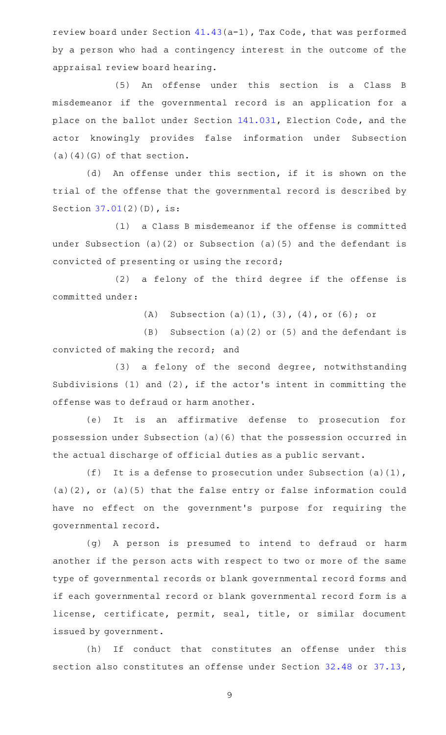review board under Section 41.43(a-1), Tax Code, that was performed by a person who had a contingency interest in the outcome of the appraisal review board hearing.

(5) An offense under this section is a Class B misdemeanor if the governmental record is an application for a place on the ballot under Section 141.031, Election Code, and the actor knowingly provides false information under Subsection (a)(4)(G) of that section.

(d) An offense under this section, if it is shown on the trial of the offense that the governmental record is described by Section 37.01(2)(D), is:

(1) a Class B misdemeanor if the offense is committed under Subsection (a)(2) or Subsection (a)(5) and the defendant is convicted of presenting or using the record;

(2) a felony of the third degree if the offense is committed under:

(A) Subsection (a)(1), (3), (4), or (6); or

(B) Subsection (a)(2) or (5) and the defendant is convicted of making the record; and

(3) a felony of the second degree, notwithstanding Subdivisions (1) and (2), if the actor's intent in committing the offense was to defraud or harm another.

(e) It is an affirmative defense to prosecution for possession under Subsection (a)(6) that the possession occurred in the actual discharge of official duties as a public servant.

(f) It is a defense to prosecution under Subsection (a)(1), (a)(2), or (a)(5) that the false entry or false information could have no effect on the government's purpose for requiring the governmental record.

(g) A person is presumed to intend to defraud or harm another if the person acts with respect to two or more of the same type of governmental records or blank governmental record forms and if each governmental record or blank governmental record form is a license, certificate, permit, seal, title, or similar document issued by government.

(h) If conduct that constitutes an offense under this section also constitutes an offense under Section 32.48 or 37.13,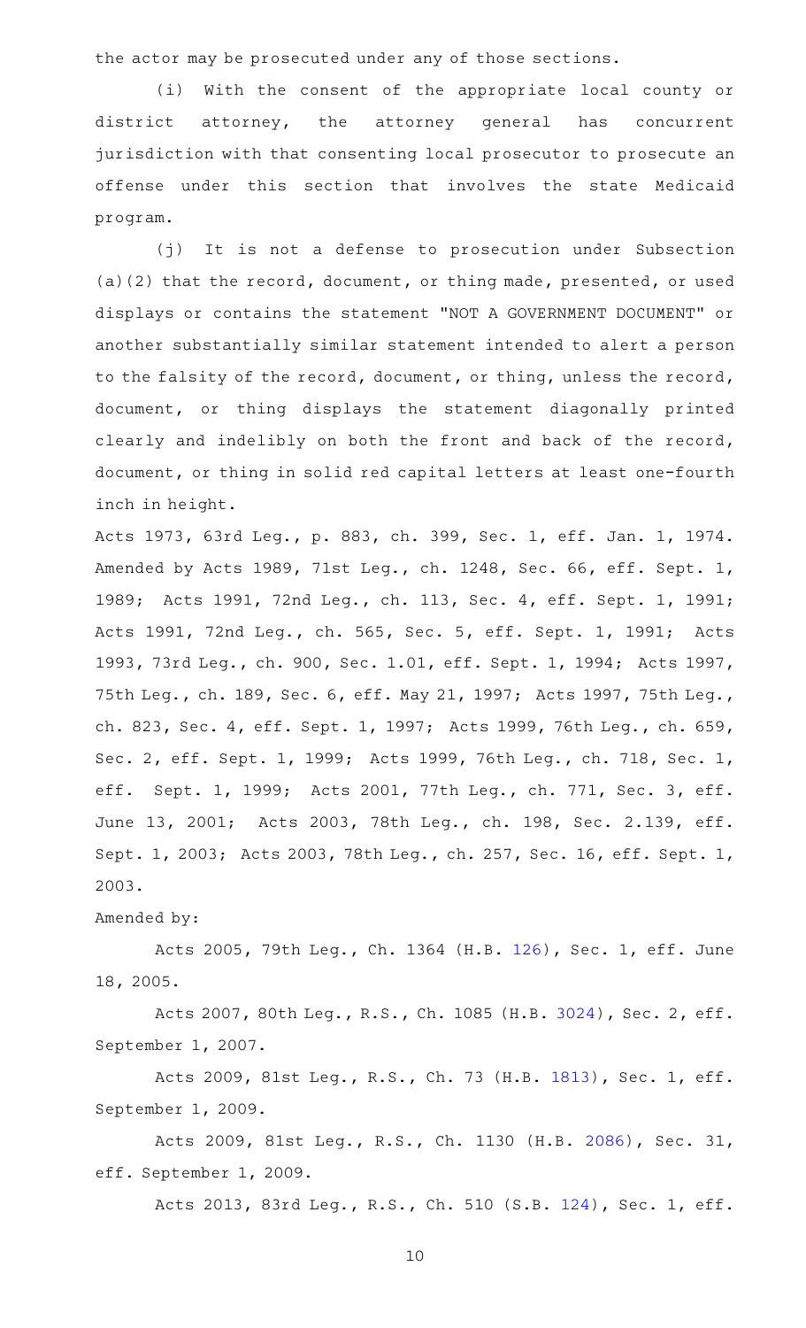the actor may be prosecuted under any of those sections.

(i) With the consent of the appropriate local county or district attorney, the attorney general has concurrent jurisdiction with that consenting local prosecutor to prosecute an offense under this section that involves the state Medicaid program.

(j) It is not a defense to prosecution under Subsection (a)(2) that the record, document, or thing made, presented, or used displays or contains the statement "NOT A GOVERNMENT DOCUMENT" or another substantially similar statement intended to alert a person to the falsity of the record, document, or thing, unless the record, document, or thing displays the statement diagonally printed clearly and indelibly on both the front and back of the record, document, or thing in solid red capital letters at least one-fourth inch in height.

Acts 1973, 63rd Leg., p. 883, ch. 399, Sec. 1, eff. Jan. 1, 1974. Amended by Acts 1989, 71st Leg., ch. 1248, Sec. 66, eff. Sept. 1, 1989; Acts 1991, 72nd Leg., ch. 113, Sec. 4, eff. Sept. 1, 1991; Acts 1991, 72nd Leg., ch. 565, Sec. 5, eff. Sept. 1, 1991; Acts 1993, 73rd Leg., ch. 900, Sec. 1.01, eff. Sept. 1, 1994; Acts 1997, 75th Leg., ch. 189, Sec. 6, eff. May 21, 1997; Acts 1997, 75th Leg., ch. 823, Sec. 4, eff. Sept. 1, 1997; Acts 1999, 76th Leg., ch. 659, Sec. 2, eff. Sept. 1, 1999; Acts 1999, 76th Leg., ch. 718, Sec. 1, eff. Sept. 1, 1999; Acts 2001, 77th Leg., ch. 771, Sec. 3, eff. June 13, 2001; Acts 2003, 78th Leg., ch. 198, Sec. 2.139, eff. Sept. 1, 2003; Acts 2003, 78th Leg., ch. 257, Sec. 16, eff. Sept. 1, 2003.

Amended by:

Acts 2005, 79th Leg., Ch. 1364 (H.B. 126), Sec. 1, eff. June 18, 2005.

Acts 2007, 80th Leg., R.S., Ch. 1085 (H.B. 3024), Sec. 2, eff. September 1, 2007.

Acts 2009, 81st Leg., R.S., Ch. 73 (H.B. 1813), Sec. 1, eff. September 1, 2009.

Acts 2009, 81st Leg., R.S., Ch. 1130 (H.B. 2086), Sec. 31, eff. September 1, 2009.

Acts 2013, 83rd Leg., R.S., Ch. 510 (S.B. 124), Sec. 1, eff.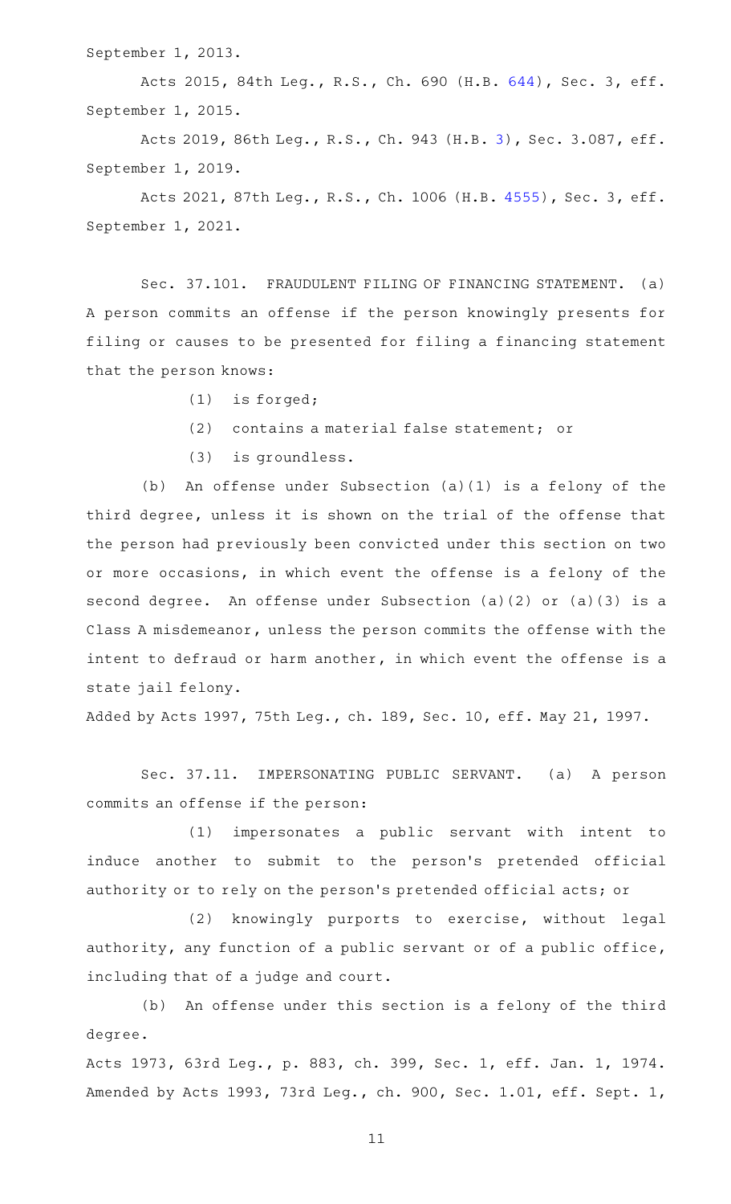September 1, 2013.

Acts 2015, 84th Leg., R.S., Ch. 690 (H.B. 644), Sec. 3, eff. September 1, 2015.

Acts 2019, 86th Leg., R.S., Ch. 943 (H.B. 3), Sec. 3.087, eff. September 1, 2019.

Acts 2021, 87th Leg., R.S., Ch. 1006 (H.B. 4555), Sec. 3, eff. September 1, 2021.

Sec. 37.101. FRAUDULENT FILING OF FINANCING STATEMENT. (a) A person commits an offense if the person knowingly presents for filing or causes to be presented for filing a financing statement that the person knows:

(1) is forged;

(2) contains a material false statement; or

(3) is groundless.

(b) An offense under Subsection (a)(1) is a felony of the third degree, unless it is shown on the trial of the offense that the person had previously been convicted under this section on two or more occasions, in which event the offense is a felony of the second degree. An offense under Subsection (a)(2) or (a)(3) is a Class A misdemeanor, unless the person commits the offense with the intent to defraud or harm another, in which event the offense is a state jail felony.

Added by Acts 1997, 75th Leg., ch. 189, Sec. 10, eff. May 21, 1997.

Sec. 37.11. IMPERSONATING PUBLIC SERVANT. (a) A person commits an offense if the person:

(1) impersonates a public servant with intent to induce another to submit to the person's pretended official authority or to rely on the person's pretended official acts; or

(2) knowingly purports to exercise, without legal authority, any function of a public servant or of a public office, including that of a judge and court.

(b) An offense under this section is a felony of the third degree.

Acts 1973, 63rd Leg., p. 883, ch. 399, Sec. 1, eff. Jan. 1, 1974. Amended by Acts 1993, 73rd Leg., ch. 900, Sec. 1.01, eff. Sept. 1,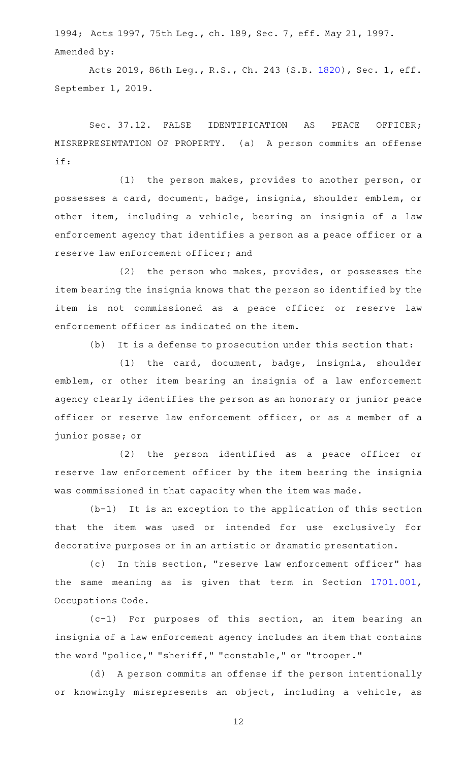1994; Acts 1997, 75th Leg., ch. 189, Sec. 7, eff. May 21, 1997.
Amended by:

Acts 2019, 86th Leg., R.S., Ch. 243 (S.B. 1820), Sec. 1, eff. September 1, 2019.

Sec. 37.12. FALSE IDENTIFICATION AS PEACE OFFICER; MISREPRESENTATION OF PROPERTY. (a) A person commits an offense if:

(1) the person makes, provides to another person, or possesses a card, document, badge, insignia, shoulder emblem, or other item, including a vehicle, bearing an insignia of a law enforcement agency that identifies a person as a peace officer or a reserve law enforcement officer; and

(2) the person who makes, provides, or possesses the item bearing the insignia knows that the person so identified by the item is not commissioned as a peace officer or reserve law enforcement officer as indicated on the item.

(b) It is a defense to prosecution under this section that:

(1) the card, document, badge, insignia, shoulder emblem, or other item bearing an insignia of a law enforcement agency clearly identifies the person as an honorary or junior peace officer or reserve law enforcement officer, or as a member of a junior posse; or

(2) the person identified as a peace officer or reserve law enforcement officer by the item bearing the insignia was commissioned in that capacity when the item was made.

(b-1) It is an exception to the application of this section that the item was used or intended for use exclusively for decorative purposes or in an artistic or dramatic presentation.

(c) In this section, "reserve law enforcement officer" has the same meaning as is given that term in Section 1701.001, Occupations Code.

(c-1) For purposes of this section, an item bearing an insignia of a law enforcement agency includes an item that contains the word "police," "sheriff," "constable," or "trooper."

(d) A person commits an offense if the person intentionally or knowingly misrepresents an object, including a vehicle, as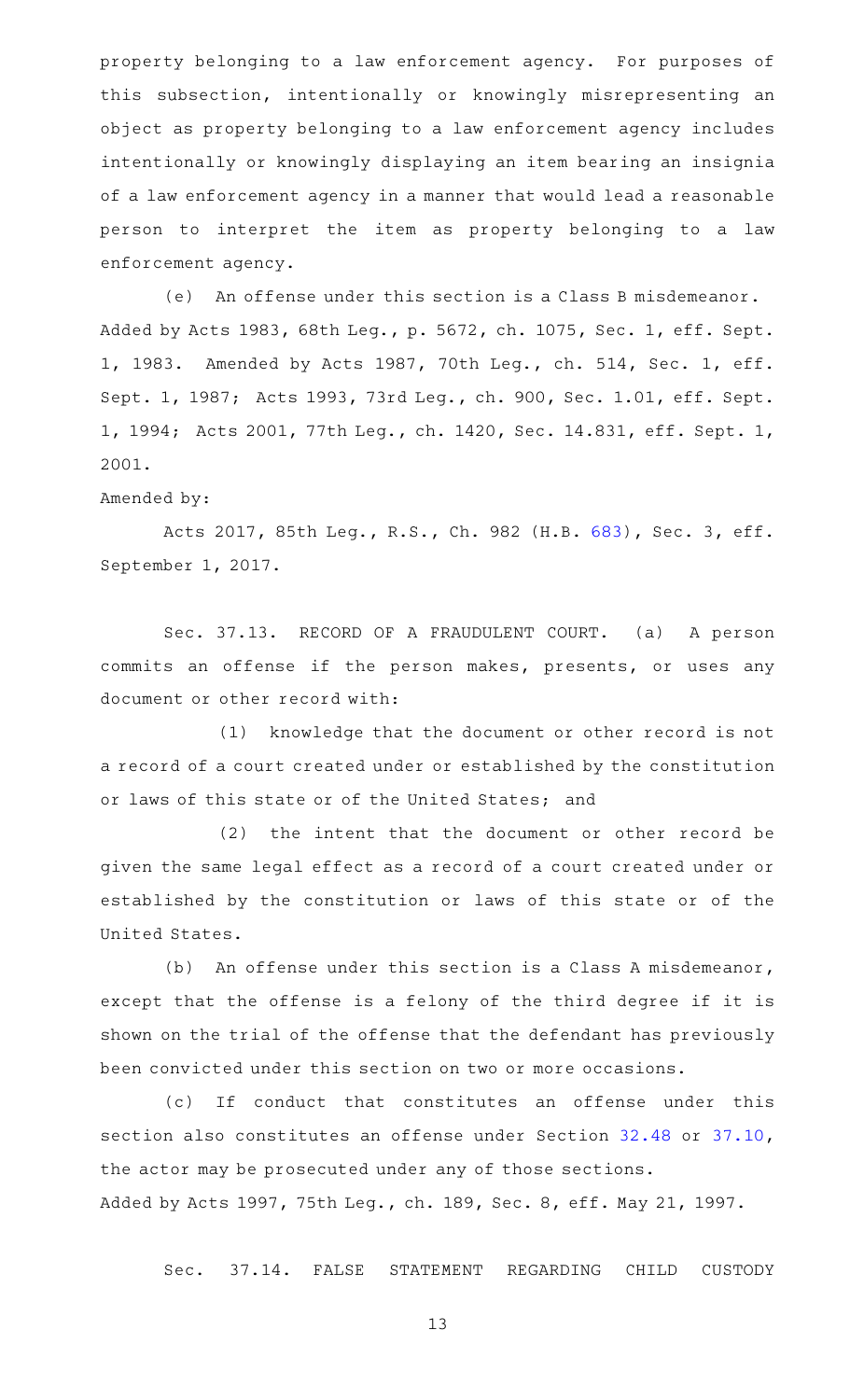property belonging to a law enforcement agency. For purposes of this subsection, intentionally or knowingly misrepresenting an object as property belonging to a law enforcement agency includes intentionally or knowingly displaying an item bearing an insignia of a law enforcement agency in a manner that would lead a reasonable person to interpret the item as property belonging to a law enforcement agency.

(e) An offense under this section is a Class B misdemeanor.

Added by Acts 1983, 68th Leg., p. 5672, ch. 1075, Sec. 1, eff. Sept. 1, 1983. Amended by Acts 1987, 70th Leg., ch. 514, Sec. 1, eff. Sept. 1, 1987; Acts 1993, 73rd Leg., ch. 900, Sec. 1.01, eff. Sept. 1, 1994; Acts 2001, 77th Leg., ch. 1420, Sec. 14.831, eff. Sept. 1, 2001.

Amended by:

Acts 2017, 85th Leg., R.S., Ch. 982 (H.B. 683), Sec. 3, eff. September 1, 2017.

Sec. 37.13. RECORD OF A FRAUDULENT COURT. (a) A person commits an offense if the person makes, presents, or uses any document or other record with:

(1) knowledge that the document or other record is not a record of a court created under or established by the constitution or laws of this state or of the United States; and

(2) the intent that the document or other record be given the same legal effect as a record of a court created under or established by the constitution or laws of this state or of the United States.

(b) An offense under this section is a Class A misdemeanor, except that the offense is a felony of the third degree if it is shown on the trial of the offense that the defendant has previously been convicted under this section on two or more occasions.

(c) If conduct that constitutes an offense under this section also constitutes an offense under Section 32.48 or 37.10, the actor may be prosecuted under any of those sections.

Added by Acts 1997, 75th Leg., ch. 189, Sec. 8, eff. May 21, 1997.

Sec. 37.14. FALSE STATEMENT REGARDING CHILD CUSTODY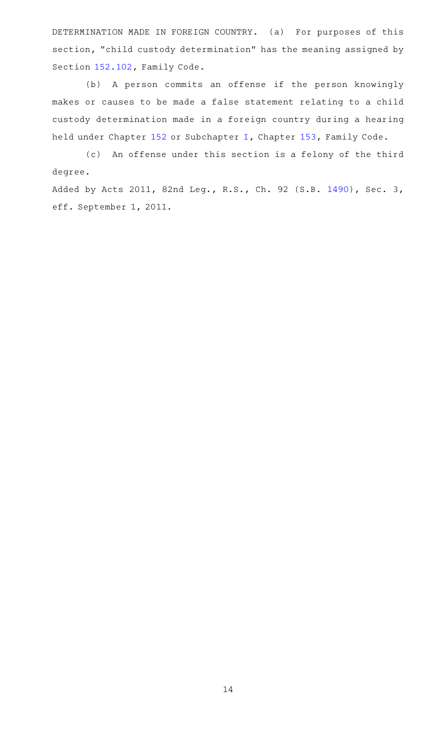DETERMINATION MADE IN FOREIGN COUNTRY. (a) For purposes of this section, "child custody determination" has the meaning assigned by Section 152.102, Family Code.

(b) A person commits an offense if the person knowingly makes or causes to be made a false statement relating to a child custody determination made in a foreign country during a hearing held under Chapter 152 or Subchapter I, Chapter 153, Family Code.

(c) An offense under this section is a felony of the third degree.

Added by Acts 2011, 82nd Leg., R.S., Ch. 92 (S.B. 1490), Sec. 3, eff. September 1, 2011.